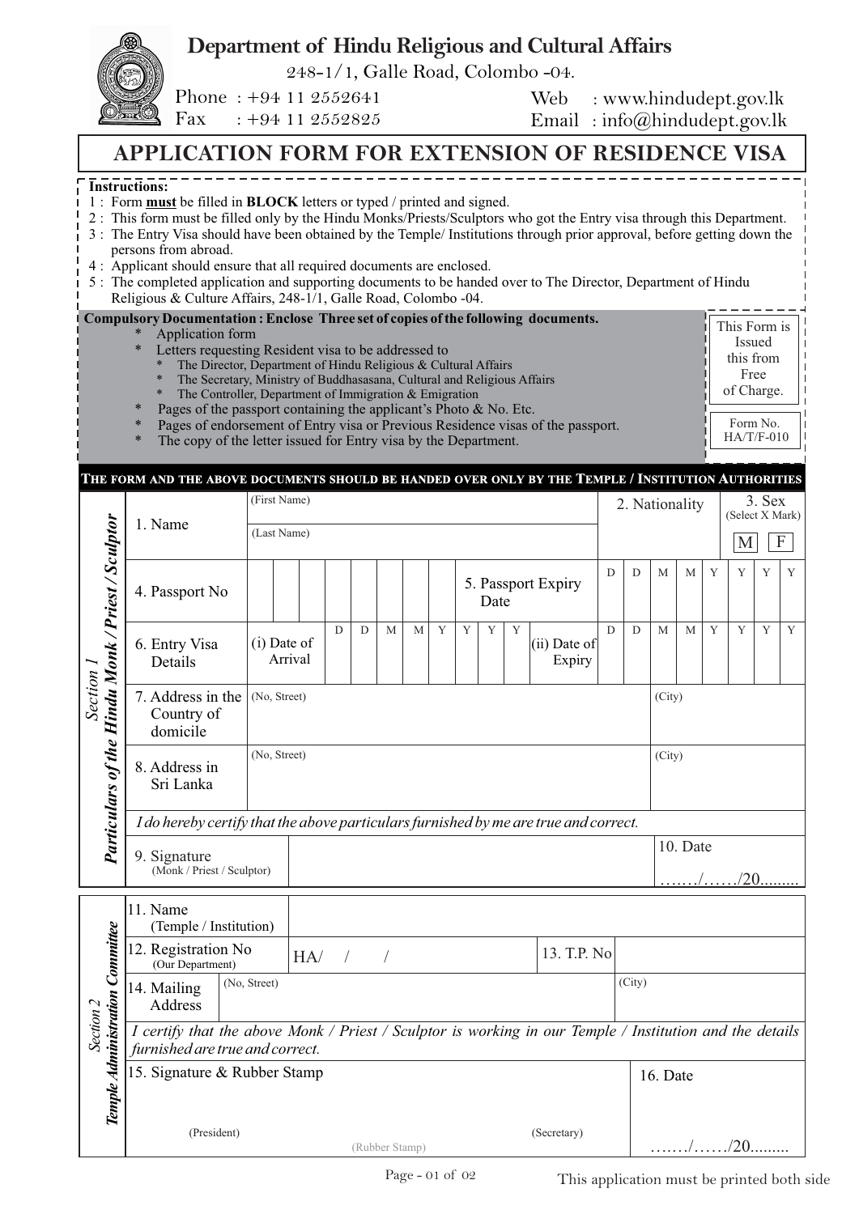# Department of Hindu Religious and Cultural Affairs

248-1/1, Galle Road, Colombo -04.

Phone : +94 11 2552641
Fax : +94 11 2552825

Web : www.hindudept.gov.lk
Email : info@hindudept.gov.lk

## APPLICATION FORM FOR EXTENSION OF RESIDENCE VISA

**Instructions:**

1 : Form **must** be filled in **BLOCK** letters or typed / printed and signed.
2 : This form must be filled only by the Hindu Monks/Priests/Sculptors who got the Entry visa through this Department.
3 : The Entry Visa should have been obtained by the Temple/ Institutions through prior approval, before getting down the persons from abroad.
4 : Applicant should ensure that all required documents are enclosed.
5 : The completed application and supporting documents to be handed over to The Director, Department of Hindu Religious & Culture Affairs, 248-1/1, Galle Road, Colombo -04.

**Compulsory Documentation : Enclose Three set of copies of the following documents.**

* Application form
* Letters requesting Resident visa to be addressed to
  * The Director, Department of Hindu Religious & Cultural Affairs
  * The Secretary, Ministry of Buddhasasana, Cultural and Religious Affairs
  * The Controller, Department of Immigration & Emigration
* Pages of the passport containing the applicant's Photo & No. Etc.
* Pages of endorsement of Entry visa or Previous Residence visas of the passport.
* The copy of the letter issued for Entry visa by the Department.

This Form is Issued this from Free of Charge.

Form No. HA/T/F-010

**THE FORM AND THE ABOVE DOCUMENTS SHOULD BE HANDED OVER ONLY BY THE TEMPLE / INSTITUTION AUTHORITIES**

### *Section 1 — Particulars of the Hindu Monk / Priest / Sculptor*

| | | | |
|---|---|---|---|
| 1. Name | (First Name) (Last Name) | 2. Nationality | 3. Sex (Select X Mark) M / F |
| 4. Passport No | | 5. Passport Expiry Date | D D M M Y Y Y Y |
| 6. Entry Visa Details | (i) Date of Arrival: D D M M Y Y Y Y | (ii) Date of Expiry | D D M M Y Y Y Y |
| 7. Address in the Country of domicile | (No, Street) | (City) | |
| 8. Address in Sri Lanka | (No, Street) | (City) | |

*I do hereby certify that the above particulars furnished by me are true and correct.*

| | | |
|---|---|---|
| 9. Signature (Monk / Priest / Sculptor) | | 10. Date ……/……/20......... |

### *Section 2 — Temple Administration Committee*

| | | | |
|---|---|---|---|
| 11. Name (Temple / Institution) | | | |
| 12. Registration No (Our Department) | HA/ / / | 13. T.P. No | |
| 14. Mailing Address | (No, Street) | (City) | |

*I certify that the above Monk / Priest / Sculptor is working in our Temple / Institution and the details furnished are true and correct.*

| | |
|---|---|
| 15. Signature & Rubber Stamp<br>(President) (Rubber Stamp) (Secretary) | 16. Date ……/……/20......... |

This application must be printed both side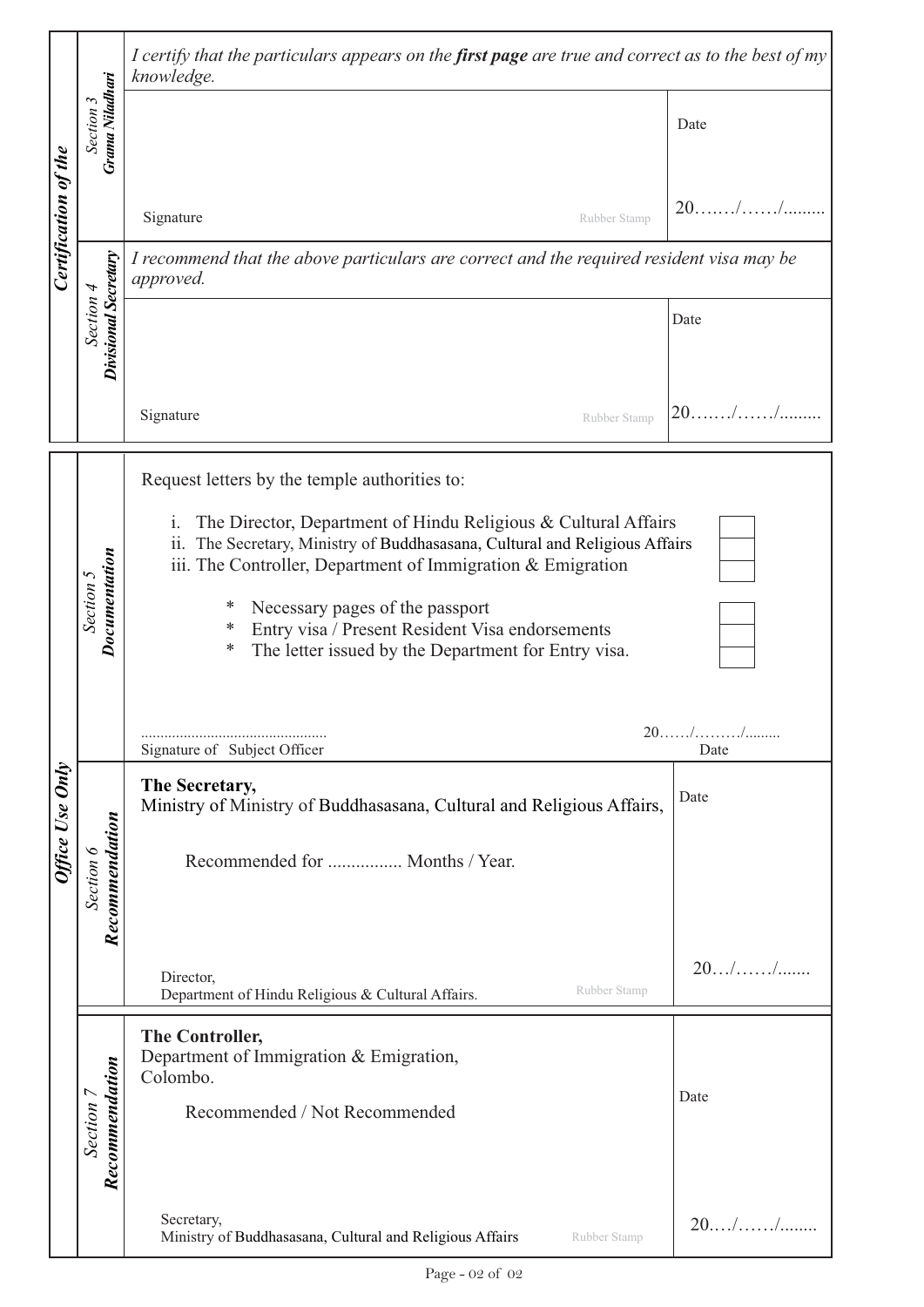## Certification of the

### Section 3 – Grama Niladhari

*I certify that the particulars appears on the **first page** are true and correct as to the best of my knowledge.*

| | | |
|---|---|---|
| Signature | Rubber Stamp | Date<br>20……/……/......... |

### Section 4 – Divisional Secretary

*I recommend that the above particulars are correct and the required resident visa may be approved.*

| | | |
|---|---|---|
| Signature | Rubber Stamp | Date<br>20……/……/......... |

## Office Use Only

### Section 5 – Documentation

Request letters by the temple authorities to:

i. The Director, Department of Hindu Religious & Cultural Affairs ☐
ii. The Secretary, Ministry of Buddhasasana, Cultural and Religious Affairs ☐
iii. The Controller, Department of Immigration & Emigration ☐

* Necessary pages of the passport ☐
* Entry visa / Present Resident Visa endorsements ☐
* The letter issued by the Department for Entry visa. ☐

............................................... 20……/………/.........
Signature of Subject Officer Date

### Section 6 – Recommendation

**The Secretary,**
Ministry of Ministry of Buddhasasana, Cultural and Religious Affairs,

Recommended for ................ Months / Year.

Director,
Department of Hindu Religious & Cultural Affairs. Rubber Stamp

Date
20…/……/.......

### Section 7 – Recommendation

**The Controller,**
Department of Immigration & Emigration,
Colombo.

Recommended / Not Recommended

Secretary,
Ministry of Buddhasasana, Cultural and Religious Affairs Rubber Stamp

Date
20.…/……/........